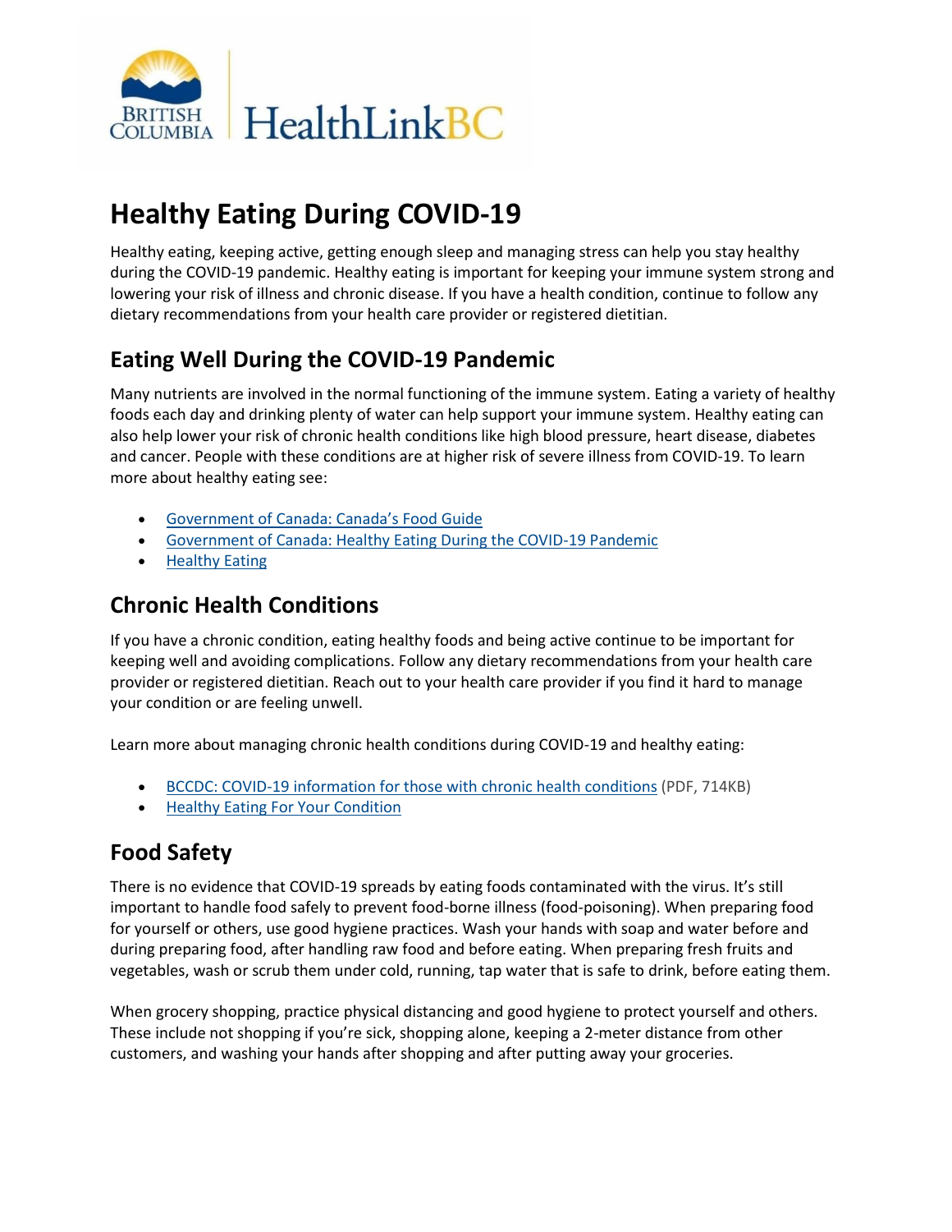# Healthy Eating During COVID-19

Healthy eating, keeping active, getting enough sleep and managing stress can help you stay healthy during the COVID-19 pandemic. Healthy eating is important for keeping your immune system strong and lowering your risk of illness and chronic disease. If you have a health condition, continue to follow any dietary recommendations from your health care provider or registered dietitian.

## Eating Well During the COVID-19 Pandemic

Many nutrients are involved in the normal functioning of the immune system. Eating a variety of healthy foods each day and drinking plenty of water can help support your immune system. Healthy eating can also help lower your risk of chronic health conditions like high blood pressure, heart disease, diabetes and cancer. People with these conditions are at higher risk of severe illness from COVID-19. To learn more about healthy eating see:

- Government of Canada: Canada's Food Guide
- Government of Canada: Healthy Eating During the COVID-19 Pandemic
- Healthy Eating

## Chronic Health Conditions

If you have a chronic condition, eating healthy foods and being active continue to be important for keeping well and avoiding complications. Follow any dietary recommendations from your health care provider or registered dietitian. Reach out to your health care provider if you find it hard to manage your condition or are feeling unwell.

Learn more about managing chronic health conditions during COVID-19 and healthy eating:

- BCCDC: COVID-19 information for those with chronic health conditions (PDF, 714KB)
- Healthy Eating For Your Condition

## Food Safety

There is no evidence that COVID-19 spreads by eating foods contaminated with the virus. It's still important to handle food safely to prevent food-borne illness (food-poisoning). When preparing food for yourself or others, use good hygiene practices. Wash your hands with soap and water before and during preparing food, after handling raw food and before eating. When preparing fresh fruits and vegetables, wash or scrub them under cold, running, tap water that is safe to drink, before eating them.

When grocery shopping, practice physical distancing and good hygiene to protect yourself and others. These include not shopping if you're sick, shopping alone, keeping a 2-meter distance from other customers, and washing your hands after shopping and after putting away your groceries.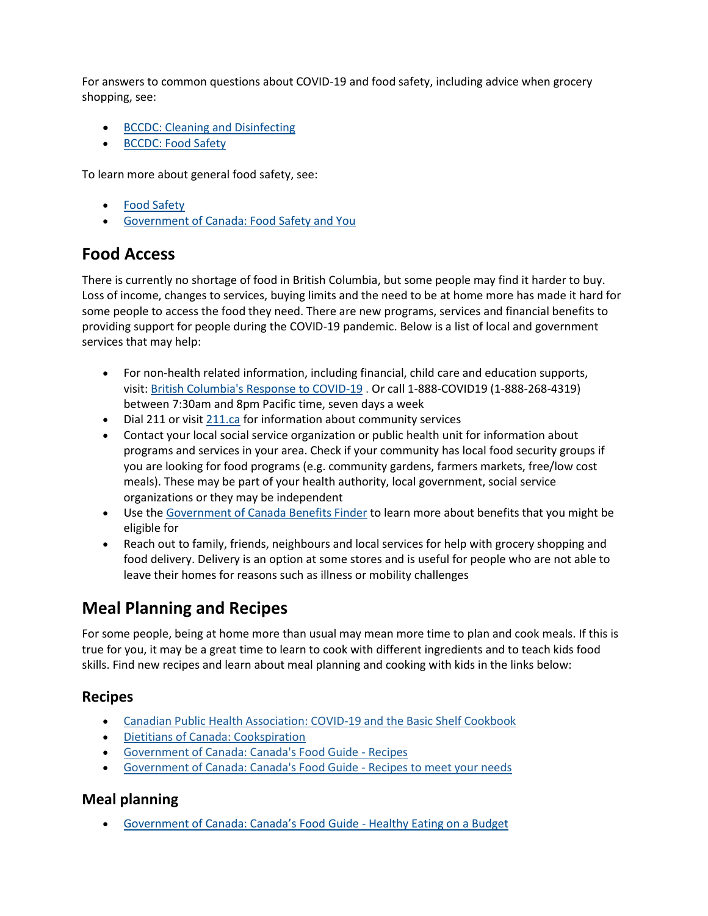For answers to common questions about COVID-19 and food safety, including advice when grocery shopping, see:

- BCCDC: Cleaning and Disinfecting
- BCCDC: Food Safety

To learn more about general food safety, see:

- Food Safety
- Government of Canada: Food Safety and You

## Food Access

There is currently no shortage of food in British Columbia, but some people may find it harder to buy. Loss of income, changes to services, buying limits and the need to be at home more has made it hard for some people to access the food they need. There are new programs, services and financial benefits to providing support for people during the COVID-19 pandemic. Below is a list of local and government services that may help:

- For non-health related information, including financial, child care and education supports, visit: British Columbia's Response to COVID-19 . Or call 1-888-COVID19 (1-888-268-4319) between 7:30am and 8pm Pacific time, seven days a week
- Dial 211 or visit 211.ca for information about community services
- Contact your local social service organization or public health unit for information about programs and services in your area. Check if your community has local food security groups if you are looking for food programs (e.g. community gardens, farmers markets, free/low cost meals). These may be part of your health authority, local government, social service organizations or they may be independent
- Use the Government of Canada Benefits Finder to learn more about benefits that you might be eligible for
- Reach out to family, friends, neighbours and local services for help with grocery shopping and food delivery. Delivery is an option at some stores and is useful for people who are not able to leave their homes for reasons such as illness or mobility challenges

## Meal Planning and Recipes

For some people, being at home more than usual may mean more time to plan and cook meals. If this is true for you, it may be a great time to learn to cook with different ingredients and to teach kids food skills. Find new recipes and learn about meal planning and cooking with kids in the links below:

### Recipes

- Canadian Public Health Association: COVID-19 and the Basic Shelf Cookbook
- Dietitians of Canada: Cookspiration
- Government of Canada: Canada's Food Guide - Recipes
- Government of Canada: Canada's Food Guide - Recipes to meet your needs

### Meal planning

- Government of Canada: Canada's Food Guide - Healthy Eating on a Budget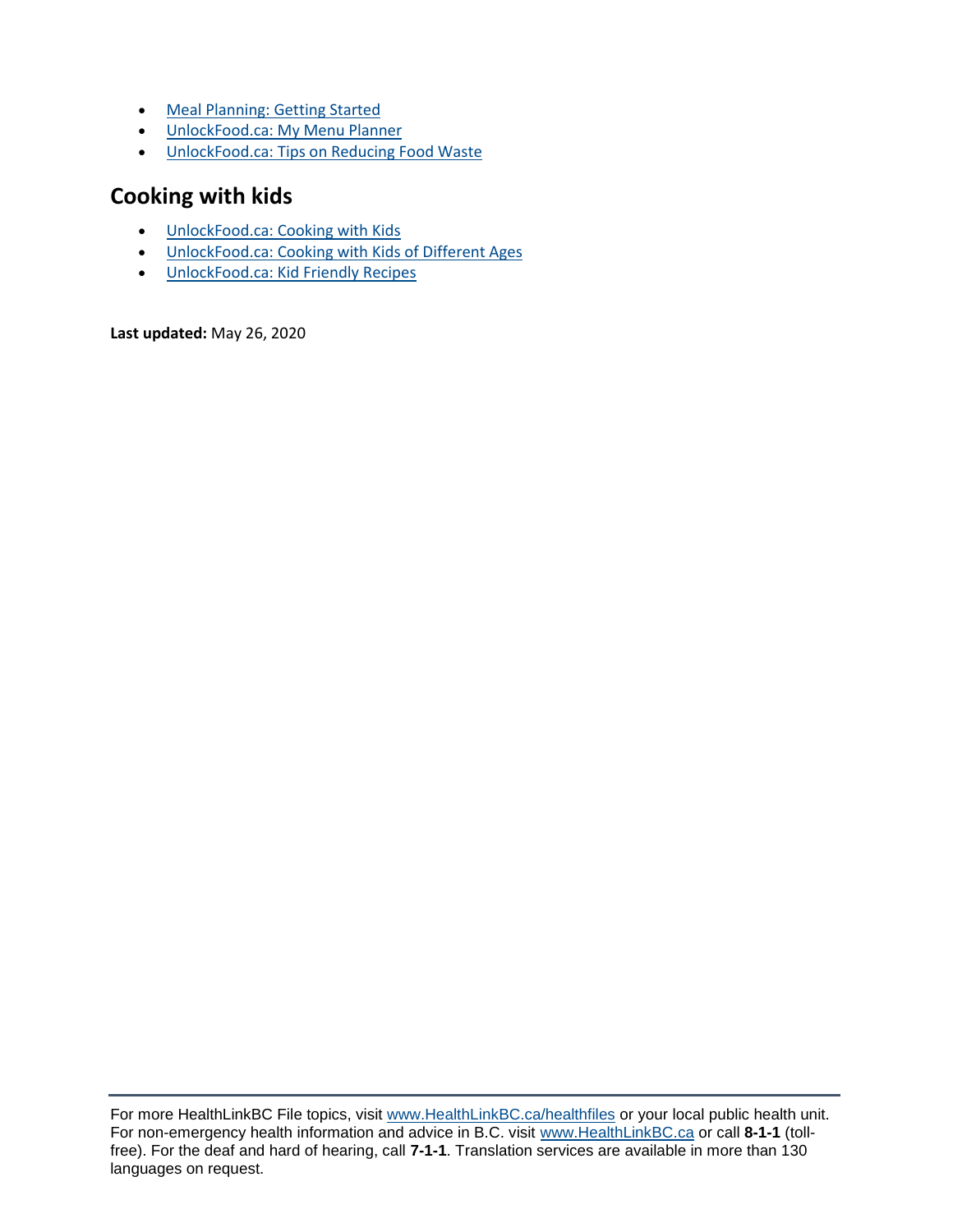- Meal Planning: Getting Started
- UnlockFood.ca: My Menu Planner
- UnlockFood.ca: Tips on Reducing Food Waste

## Cooking with kids

- UnlockFood.ca: Cooking with Kids
- UnlockFood.ca: Cooking with Kids of Different Ages
- UnlockFood.ca: Kid Friendly Recipes

**Last updated:** May 26, 2020

For more HealthLinkBC File topics, visit www.HealthLinkBC.ca/healthfiles or your local public health unit. For non-emergency health information and advice in B.C. visit www.HealthLinkBC.ca or call **8-1-1** (toll-free). For the deaf and hard of hearing, call **7-1-1**. Translation services are available in more than 130 languages on request.